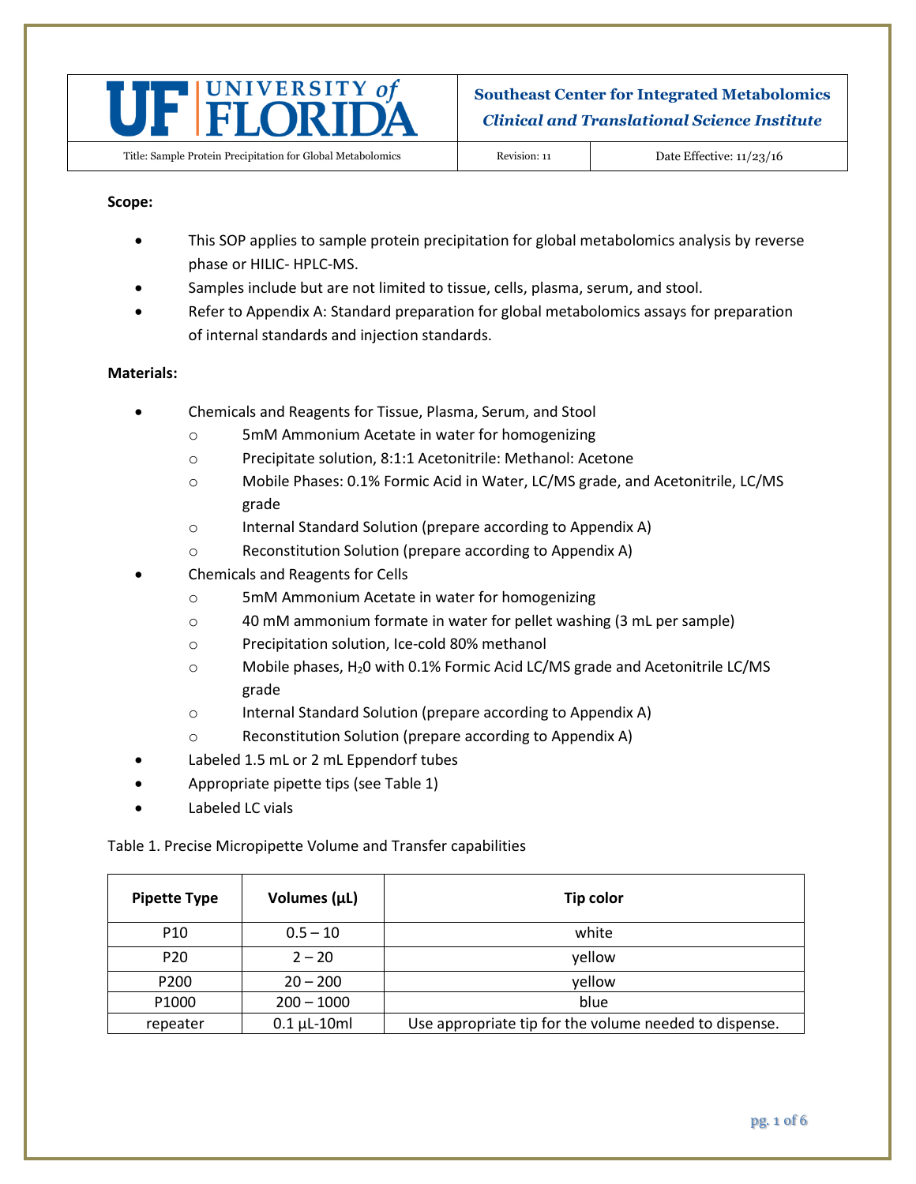**UF | UNIVERSITY of FLORIDA**

**Southeast Center for Integrated Metabolomics**
***Clinical and Translational Science Institute***

| Title: Sample Protein Precipitation for Global Metabolomics | Revision: 11 | Date Effective: 11/23/16 |
|---|---|---|

**Scope:**

- This SOP applies to sample protein precipitation for global metabolomics analysis by reverse phase or HILIC- HPLC-MS.
- Samples include but are not limited to tissue, cells, plasma, serum, and stool.
- Refer to Appendix A: Standard preparation for global metabolomics assays for preparation of internal standards and injection standards.

**Materials:**

- Chemicals and Reagents for Tissue, Plasma, Serum, and Stool
  - 5mM Ammonium Acetate in water for homogenizing
  - Precipitate solution, 8:1:1 Acetonitrile: Methanol: Acetone
  - Mobile Phases: 0.1% Formic Acid in Water, LC/MS grade, and Acetonitrile, LC/MS grade
  - Internal Standard Solution (prepare according to Appendix A)
  - Reconstitution Solution (prepare according to Appendix A)
- Chemicals and Reagents for Cells
  - 5mM Ammonium Acetate in water for homogenizing
  - 40 mM ammonium formate in water for pellet washing (3 mL per sample)
  - Precipitation solution, Ice-cold 80% methanol
  - Mobile phases, $H_20$ with 0.1% Formic Acid LC/MS grade and Acetonitrile LC/MS grade
  - Internal Standard Solution (prepare according to Appendix A)
  - Reconstitution Solution (prepare according to Appendix A)
- Labeled 1.5 mL or 2 mL Eppendorf tubes
- Appropriate pipette tips (see Table 1)
- Labeled LC vials

Table 1. Precise Micropipette Volume and Transfer capabilities

| Pipette Type | Volumes (µL) | Tip color |
|---|---|---|
| P10 | 0.5 – 10 | white |
| P20 | 2 – 20 | yellow |
| P200 | 20 – 200 | yellow |
| P1000 | 200 – 1000 | blue |
| repeater | 0.1 µL-10ml | Use appropriate tip for the volume needed to dispense. |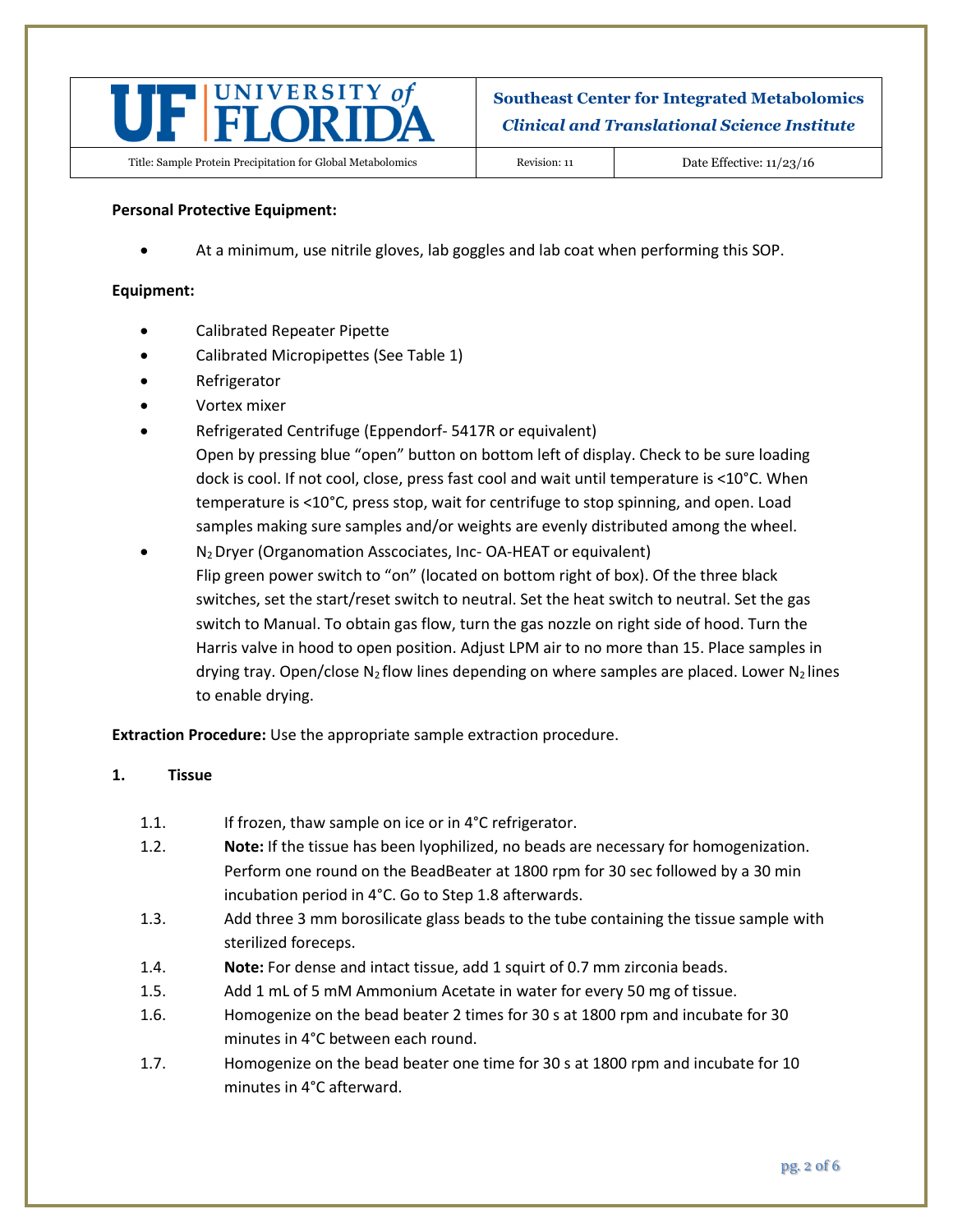**Personal Protective Equipment:**

- At a minimum, use nitrile gloves, lab goggles and lab coat when performing this SOP.

**Equipment:**

- Calibrated Repeater Pipette
- Calibrated Micropipettes (See Table 1)
- Refrigerator
- Vortex mixer
- Refrigerated Centrifuge (Eppendorf- 5417R or equivalent)
  Open by pressing blue "open" button on bottom left of display. Check to be sure loading dock is cool. If not cool, close, press fast cool and wait until temperature is <10°C. When temperature is <10°C, press stop, wait for centrifuge to stop spinning, and open. Load samples making sure samples and/or weights are evenly distributed among the wheel.
- $N_2$ Dryer (Organomation Asscociates, Inc- OA-HEAT or equivalent)
  Flip green power switch to "on" (located on bottom right of box). Of the three black switches, set the start/reset switch to neutral. Set the heat switch to neutral. Set the gas switch to Manual. To obtain gas flow, turn the gas nozzle on right side of hood. Turn the Harris valve in hood to open position. Adjust LPM air to no more than 15. Place samples in drying tray. Open/close $N_2$ flow lines depending on where samples are placed. Lower $N_2$ lines to enable drying.

**Extraction Procedure:** Use the appropriate sample extraction procedure.

**1. Tissue**

1.1. If frozen, thaw sample on ice or in 4°C refrigerator.

1.2. **Note:** If the tissue has been lyophilized, no beads are necessary for homogenization. Perform one round on the BeadBeater at 1800 rpm for 30 sec followed by a 30 min incubation period in 4°C. Go to Step 1.8 afterwards.

1.3. Add three 3 mm borosilicate glass beads to the tube containing the tissue sample with sterilized foreceps.

1.4. **Note:** For dense and intact tissue, add 1 squirt of 0.7 mm zirconia beads.

1.5. Add 1 mL of 5 mM Ammonium Acetate in water for every 50 mg of tissue.

1.6. Homogenize on the bead beater 2 times for 30 s at 1800 rpm and incubate for 30 minutes in 4°C between each round.

1.7. Homogenize on the bead beater one time for 30 s at 1800 rpm and incubate for 10 minutes in 4°C afterward.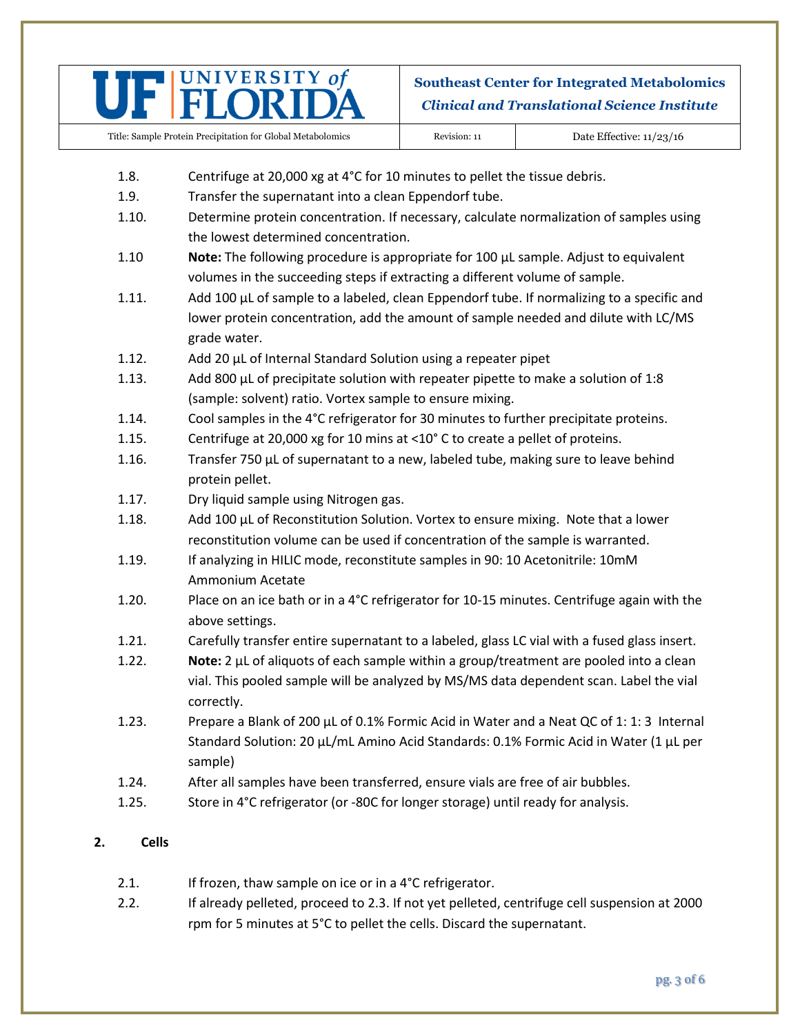1.8. Centrifuge at 20,000 xg at 4°C for 10 minutes to pellet the tissue debris.

1.9. Transfer the supernatant into a clean Eppendorf tube.

1.10. Determine protein concentration. If necessary, calculate normalization of samples using the lowest determined concentration.

1.10 **Note:** The following procedure is appropriate for 100 µL sample. Adjust to equivalent volumes in the succeeding steps if extracting a different volume of sample.

1.11. Add 100 µL of sample to a labeled, clean Eppendorf tube. If normalizing to a specific and lower protein concentration, add the amount of sample needed and dilute with LC/MS grade water.

1.12. Add 20 µL of Internal Standard Solution using a repeater pipet

1.13. Add 800 µL of precipitate solution with repeater pipette to make a solution of 1:8 (sample: solvent) ratio. Vortex sample to ensure mixing.

1.14. Cool samples in the 4°C refrigerator for 30 minutes to further precipitate proteins.

1.15. Centrifuge at 20,000 xg for 10 mins at <10° C to create a pellet of proteins.

1.16. Transfer 750 µL of supernatant to a new, labeled tube, making sure to leave behind protein pellet.

1.17. Dry liquid sample using Nitrogen gas.

1.18. Add 100 µL of Reconstitution Solution. Vortex to ensure mixing. Note that a lower reconstitution volume can be used if concentration of the sample is warranted.

1.19. If analyzing in HILIC mode, reconstitute samples in 90: 10 Acetonitrile: 10mM Ammonium Acetate

1.20. Place on an ice bath or in a 4°C refrigerator for 10-15 minutes. Centrifuge again with the above settings.

1.21. Carefully transfer entire supernatant to a labeled, glass LC vial with a fused glass insert.

1.22. **Note:** 2 µL of aliquots of each sample within a group/treatment are pooled into a clean vial. This pooled sample will be analyzed by MS/MS data dependent scan. Label the vial correctly.

1.23. Prepare a Blank of 200 µL of 0.1% Formic Acid in Water and a Neat QC of 1: 1: 3 Internal Standard Solution: 20 µL/mL Amino Acid Standards: 0.1% Formic Acid in Water (1 µL per sample)

1.24. After all samples have been transferred, ensure vials are free of air bubbles.

1.25. Store in 4°C refrigerator (or -80C for longer storage) until ready for analysis.

## 2. Cells

2.1. If frozen, thaw sample on ice or in a 4°C refrigerator.

2.2. If already pelleted, proceed to 2.3. If not yet pelleted, centrifuge cell suspension at 2000 rpm for 5 minutes at 5°C to pellet the cells. Discard the supernatant.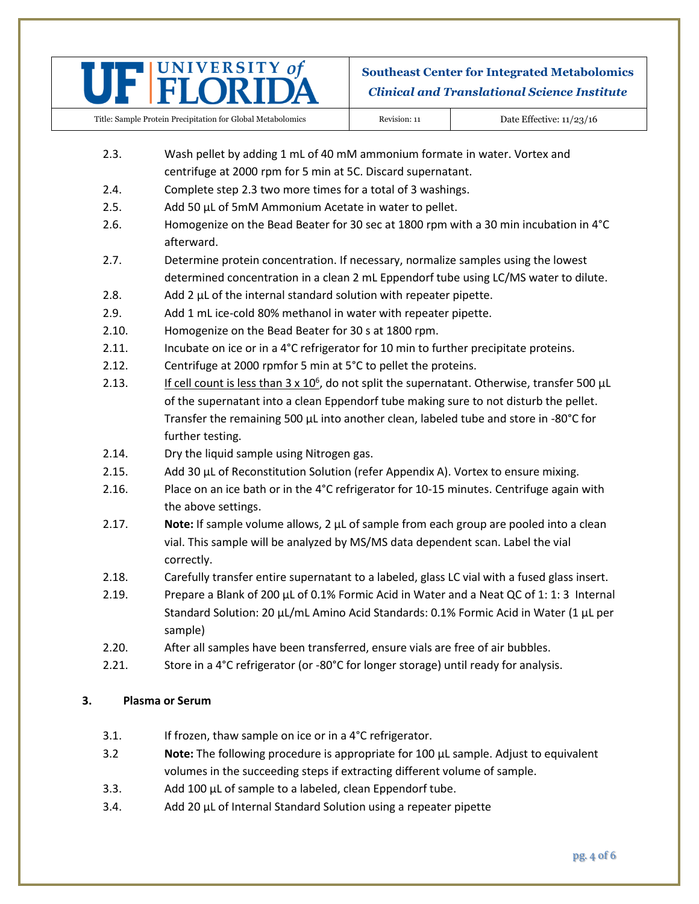2.3. Wash pellet by adding 1 mL of 40 mM ammonium formate in water. Vortex and centrifuge at 2000 rpm for 5 min at 5C. Discard supernatant.

2.4. Complete step 2.3 two more times for a total of 3 washings.

2.5. Add 50 µL of 5mM Ammonium Acetate in water to pellet.

2.6. Homogenize on the Bead Beater for 30 sec at 1800 rpm with a 30 min incubation in 4°C afterward.

2.7. Determine protein concentration. If necessary, normalize samples using the lowest determined concentration in a clean 2 mL Eppendorf tube using LC/MS water to dilute.

2.8. Add 2 µL of the internal standard solution with repeater pipette.

2.9. Add 1 mL ice-cold 80% methanol in water with repeater pipette.

2.10. Homogenize on the Bead Beater for 30 s at 1800 rpm.

2.11. Incubate on ice or in a 4°C refrigerator for 10 min to further precipitate proteins.

2.12. Centrifuge at 2000 rpmfor 5 min at 5°C to pellet the proteins.

2.13. <u>If cell count is less than $3 \times 10^6$</u>, do not split the supernatant. Otherwise, transfer 500 µL of the supernatant into a clean Eppendorf tube making sure to not disturb the pellet. Transfer the remaining 500 µL into another clean, labeled tube and store in -80°C for further testing.

2.14. Dry the liquid sample using Nitrogen gas.

2.15. Add 30 µL of Reconstitution Solution (refer Appendix A). Vortex to ensure mixing.

2.16. Place on an ice bath or in the 4°C refrigerator for 10-15 minutes. Centrifuge again with the above settings.

2.17. **Note:** If sample volume allows, 2 µL of sample from each group are pooled into a clean vial. This sample will be analyzed by MS/MS data dependent scan. Label the vial correctly.

2.18. Carefully transfer entire supernatant to a labeled, glass LC vial with a fused glass insert.

2.19. Prepare a Blank of 200 µL of 0.1% Formic Acid in Water and a Neat QC of 1: 1: 3 Internal Standard Solution: 20 µL/mL Amino Acid Standards: 0.1% Formic Acid in Water (1 µL per sample)

2.20. After all samples have been transferred, ensure vials are free of air bubbles.

2.21. Store in a 4°C refrigerator (or -80°C for longer storage) until ready for analysis.

## 3. Plasma or Serum

3.1. If frozen, thaw sample on ice or in a 4°C refrigerator.

3.2 **Note:** The following procedure is appropriate for 100 µL sample. Adjust to equivalent volumes in the succeeding steps if extracting different volume of sample.

3.3. Add 100 µL of sample to a labeled, clean Eppendorf tube.

3.4. Add 20 µL of Internal Standard Solution using a repeater pipette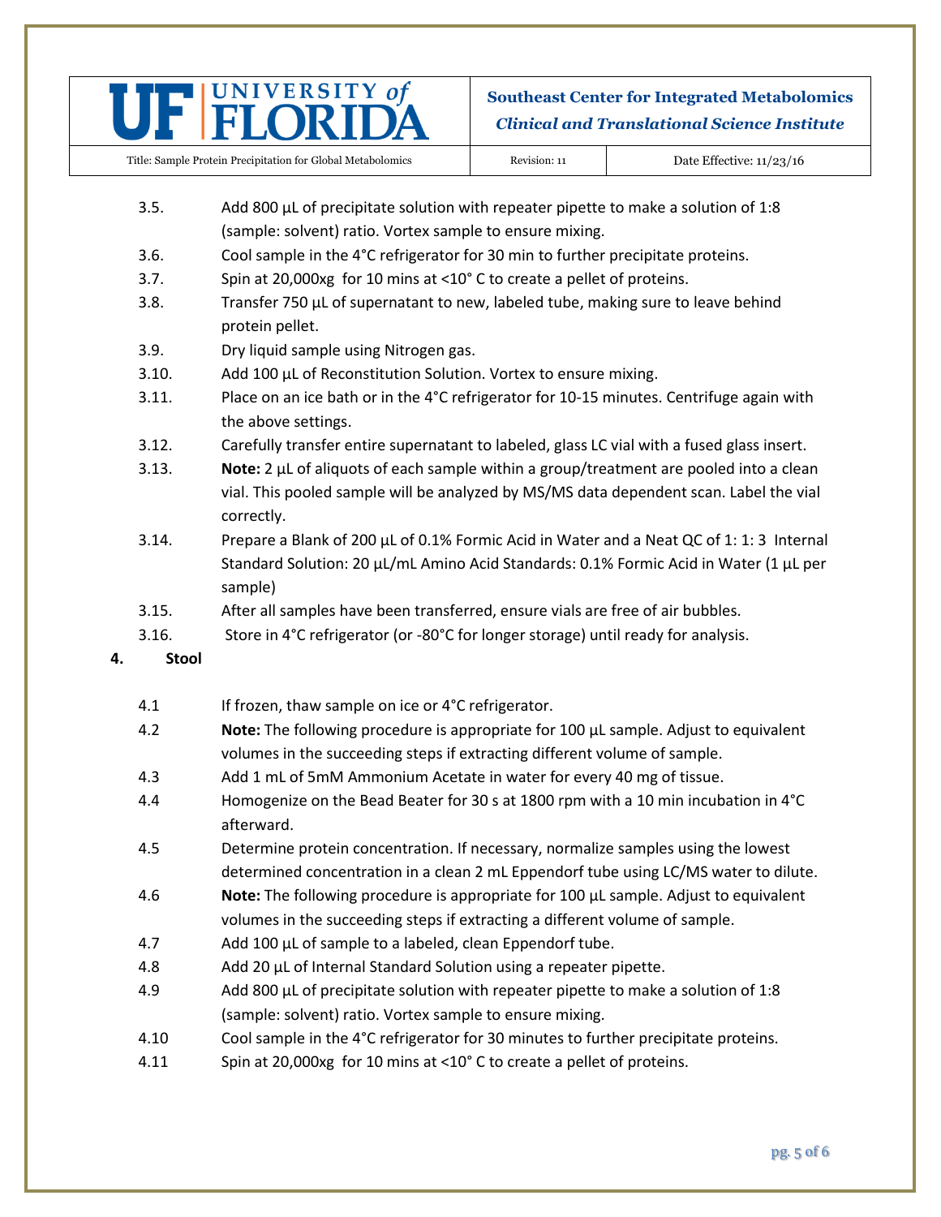3.5. Add 800 µL of precipitate solution with repeater pipette to make a solution of 1:8 (sample: solvent) ratio. Vortex sample to ensure mixing.

3.6. Cool sample in the 4°C refrigerator for 30 min to further precipitate proteins.

3.7. Spin at 20,000xg for 10 mins at <10° C to create a pellet of proteins.

3.8. Transfer 750 µL of supernatant to new, labeled tube, making sure to leave behind protein pellet.

3.9. Dry liquid sample using Nitrogen gas.

3.10. Add 100 µL of Reconstitution Solution. Vortex to ensure mixing.

3.11. Place on an ice bath or in the 4°C refrigerator for 10-15 minutes. Centrifuge again with the above settings.

3.12. Carefully transfer entire supernatant to labeled, glass LC vial with a fused glass insert.

3.13. **Note:** 2 µL of aliquots of each sample within a group/treatment are pooled into a clean vial. This pooled sample will be analyzed by MS/MS data dependent scan. Label the vial correctly.

3.14. Prepare a Blank of 200 µL of 0.1% Formic Acid in Water and a Neat QC of 1: 1: 3 Internal Standard Solution: 20 µL/mL Amino Acid Standards: 0.1% Formic Acid in Water (1 µL per sample)

3.15. After all samples have been transferred, ensure vials are free of air bubbles.

3.16. Store in 4°C refrigerator (or -80°C for longer storage) until ready for analysis.

## 4. Stool

4.1 If frozen, thaw sample on ice or 4°C refrigerator.

4.2 **Note:** The following procedure is appropriate for 100 µL sample. Adjust to equivalent volumes in the succeeding steps if extracting different volume of sample.

4.3 Add 1 mL of 5mM Ammonium Acetate in water for every 40 mg of tissue.

4.4 Homogenize on the Bead Beater for 30 s at 1800 rpm with a 10 min incubation in 4°C afterward.

4.5 Determine protein concentration. If necessary, normalize samples using the lowest determined concentration in a clean 2 mL Eppendorf tube using LC/MS water to dilute.

4.6 **Note:** The following procedure is appropriate for 100 µL sample. Adjust to equivalent volumes in the succeeding steps if extracting a different volume of sample.

4.7 Add 100 µL of sample to a labeled, clean Eppendorf tube.

4.8 Add 20 µL of Internal Standard Solution using a repeater pipette.

4.9 Add 800 µL of precipitate solution with repeater pipette to make a solution of 1:8 (sample: solvent) ratio. Vortex sample to ensure mixing.

4.10 Cool sample in the 4°C refrigerator for 30 minutes to further precipitate proteins.

4.11 Spin at 20,000xg for 10 mins at <10° C to create a pellet of proteins.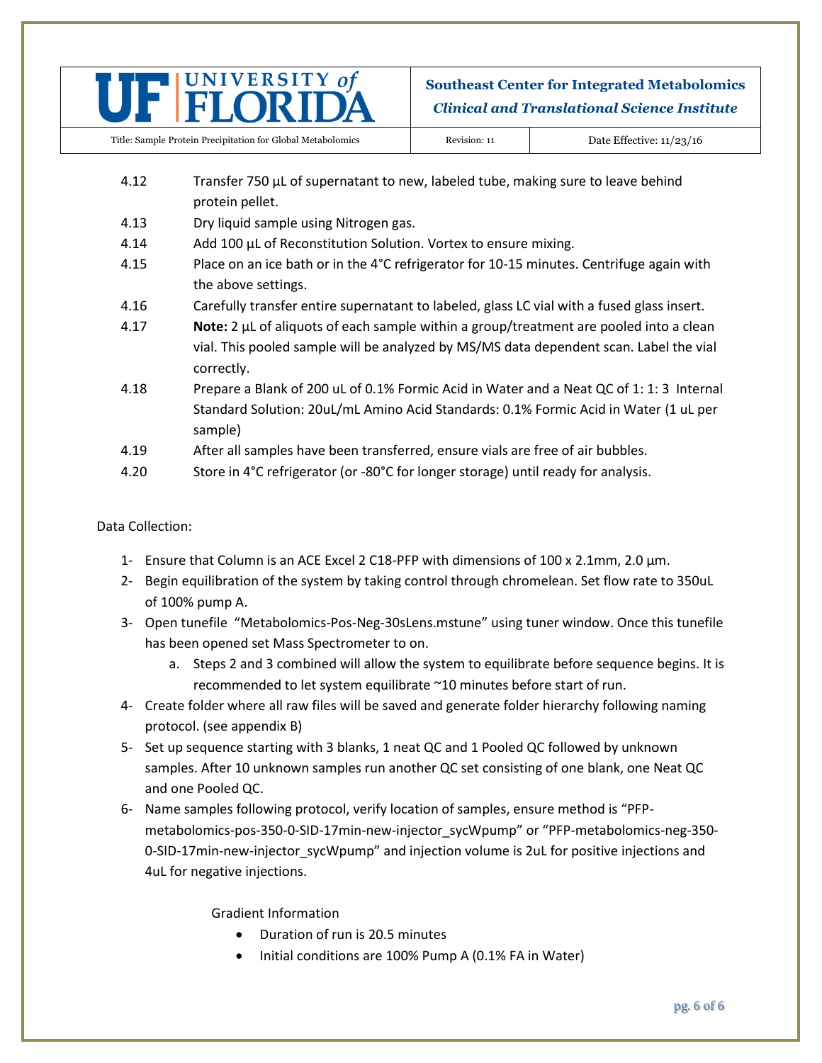4.12 Transfer 750 µL of supernatant to new, labeled tube, making sure to leave behind protein pellet.

4.13 Dry liquid sample using Nitrogen gas.

4.14 Add 100 µL of Reconstitution Solution. Vortex to ensure mixing.

4.15 Place on an ice bath or in the 4°C refrigerator for 10-15 minutes. Centrifuge again with the above settings.

4.16 Carefully transfer entire supernatant to labeled, glass LC vial with a fused glass insert.

4.17 **Note:** 2 µL of aliquots of each sample within a group/treatment are pooled into a clean vial. This pooled sample will be analyzed by MS/MS data dependent scan. Label the vial correctly.

4.18 Prepare a Blank of 200 uL of 0.1% Formic Acid in Water and a Neat QC of 1: 1: 3 Internal Standard Solution: 20uL/mL Amino Acid Standards: 0.1% Formic Acid in Water (1 uL per sample)

4.19 After all samples have been transferred, ensure vials are free of air bubbles.

4.20 Store in 4°C refrigerator (or -80°C for longer storage) until ready for analysis.

Data Collection:

1- Ensure that Column is an ACE Excel 2 C18-PFP with dimensions of 100 x 2.1mm, 2.0 µm.

2- Begin equilibration of the system by taking control through chromelean. Set flow rate to 350uL of 100% pump A.

3- Open tunefile "Metabolomics-Pos-Neg-30sLens.mstune" using tuner window. Once this tunefile has been opened set Mass Spectrometer to on.

   a. Steps 2 and 3 combined will allow the system to equilibrate before sequence begins. It is recommended to let system equilibrate ~10 minutes before start of run.

4- Create folder where all raw files will be saved and generate folder hierarchy following naming protocol. (see appendix B)

5- Set up sequence starting with 3 blanks, 1 neat QC and 1 Pooled QC followed by unknown samples. After 10 unknown samples run another QC set consisting of one blank, one Neat QC and one Pooled QC.

6- Name samples following protocol, verify location of samples, ensure method is "PFP-metabolomics-pos-350-0-SID-17min-new-injector_sycWpump" or "PFP-metabolomics-neg-350-0-SID-17min-new-injector_sycWpump" and injection volume is 2uL for positive injections and 4uL for negative injections.

Gradient Information

- Duration of run is 20.5 minutes
- Initial conditions are 100% Pump A (0.1% FA in Water)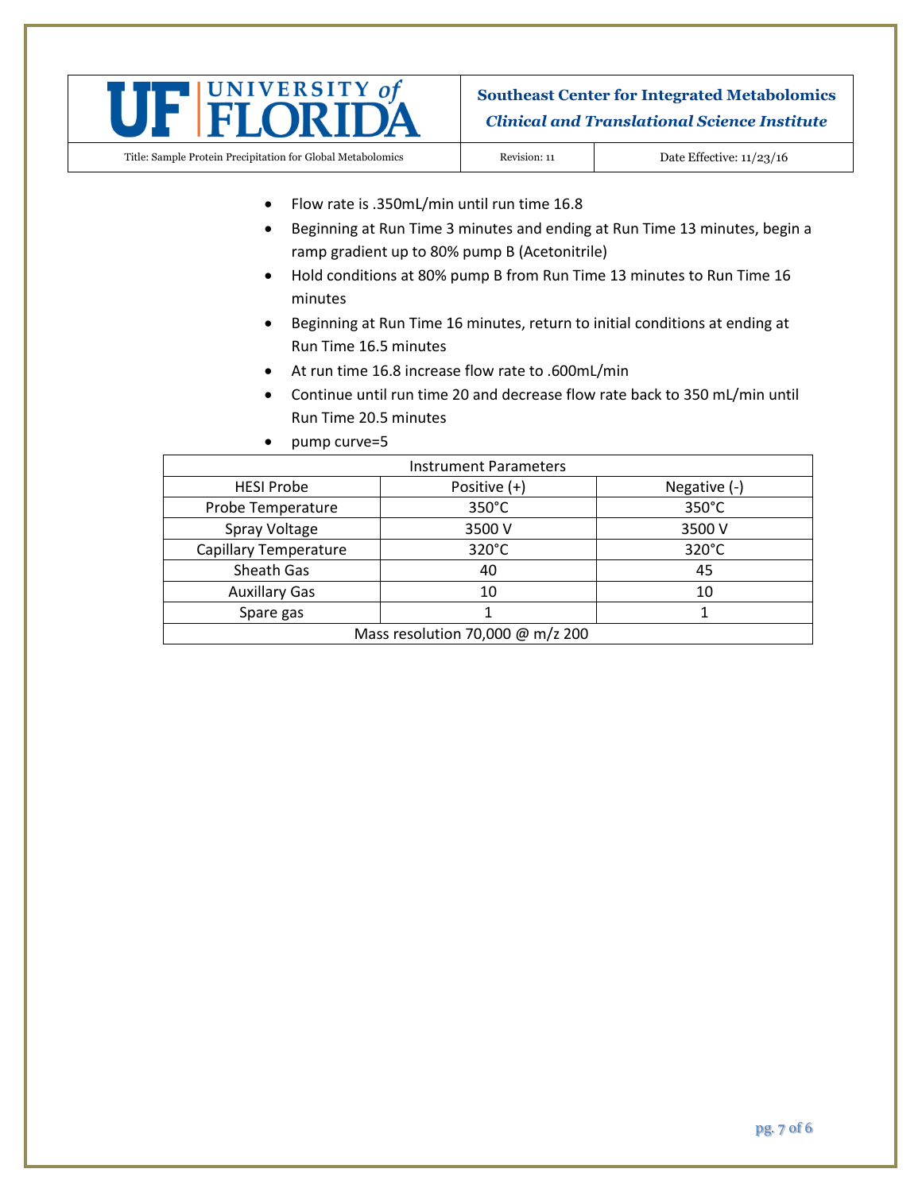- Flow rate is .350mL/min until run time 16.8
- Beginning at Run Time 3 minutes and ending at Run Time 13 minutes, begin a ramp gradient up to 80% pump B (Acetonitrile)
- Hold conditions at 80% pump B from Run Time 13 minutes to Run Time 16 minutes
- Beginning at Run Time 16 minutes, return to initial conditions at ending at Run Time 16.5 minutes
- At run time 16.8 increase flow rate to .600mL/min
- Continue until run time 20 and decrease flow rate back to 350 mL/min until Run Time 20.5 minutes
- pump curve=5

| Instrument Parameters | | |
|---|---|---|
| HESI Probe | Positive (+) | Negative (-) |
| Probe Temperature | 350°C | 350°C |
| Spray Voltage | 3500 V | 3500 V |
| Capillary Temperature | 320°C | 320°C |
| Sheath Gas | 40 | 45 |
| Auxillary Gas | 10 | 10 |
| Spare gas | 1 | 1 |
| Mass resolution 70,000 @ m/z 200 | | |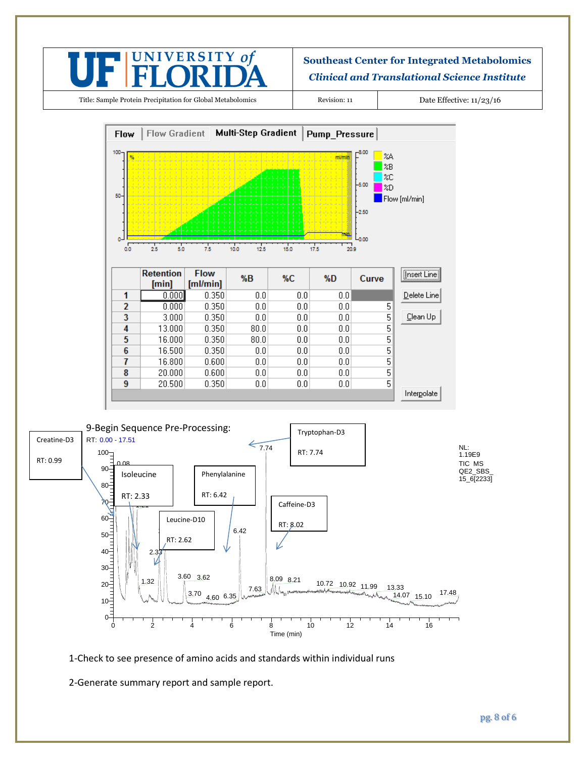| | Retention [min] | Flow [ml/min] | %B | %C | %D | Curve |
|---|---|---|---|---|---|---|
| 1 | 0.000 | 0.350 | 0.0 | 0.0 | 0.0 | |
| 2 | 0.000 | 0.350 | 0.0 | 0.0 | 0.0 | 5 |
| 3 | 3.000 | 0.350 | 0.0 | 0.0 | 0.0 | 5 |
| 4 | 13.000 | 0.350 | 80.0 | 0.0 | 0.0 | 5 |
| 5 | 16.000 | 0.350 | 80.0 | 0.0 | 0.0 | 5 |
| 6 | 16.500 | 0.350 | 0.0 | 0.0 | 0.0 | 5 |
| 7 | 16.800 | 0.600 | 0.0 | 0.0 | 0.0 | 5 |
| 8 | 20.000 | 0.600 | 0.0 | 0.0 | 0.0 | 5 |
| 9 | 20.500 | 0.350 | 0.0 | 0.0 | 0.0 | 5 |

9-Begin Sequence Pre-Processing:

1-Check to see presence of amino acids and standards within individual runs

2-Generate summary report and sample report.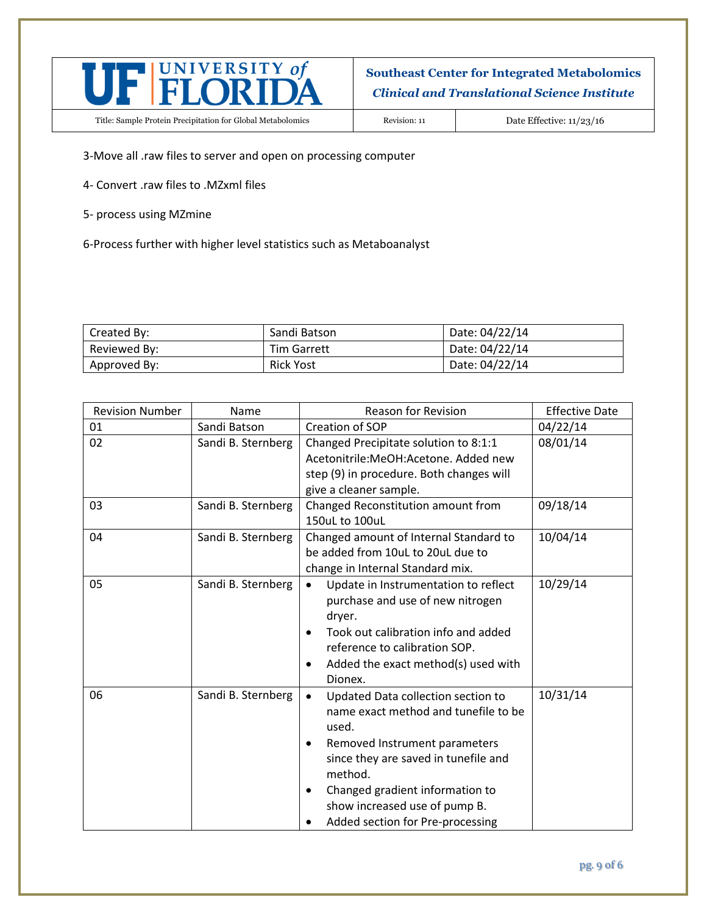3-Move all .raw files to server and open on processing computer

4- Convert .raw files to .MZxml files

5- process using MZmine

6-Process further with higher level statistics such as Metaboanalyst

| Created By: | Sandi Batson | Date: 04/22/14 |
|---|---|---|
| Reviewed By: | Tim Garrett | Date: 04/22/14 |
| Approved By: | Rick Yost | Date: 04/22/14 |

| Revision Number | Name | Reason for Revision | Effective Date |
|---|---|---|---|
| 01 | Sandi Batson | Creation of SOP | 04/22/14 |
| 02 | Sandi B. Sternberg | Changed Precipitate solution to 8:1:1 Acetonitrile:MeOH:Acetone. Added new step (9) in procedure. Both changes will give a cleaner sample. | 08/01/14 |
| 03 | Sandi B. Sternberg | Changed Reconstitution amount from 150uL to 100uL | 09/18/14 |
| 04 | Sandi B. Sternberg | Changed amount of Internal Standard to be added from 10uL to 20uL due to change in Internal Standard mix. | 10/04/14 |
| 05 | Sandi B. Sternberg | • Update in Instrumentation to reflect purchase and use of new nitrogen dryer.<br>• Took out calibration info and added reference to calibration SOP.<br>• Added the exact method(s) used with Dionex. | 10/29/14 |
| 06 | Sandi B. Sternberg | • Updated Data collection section to name exact method and tunefile to be used.<br>• Removed Instrument parameters since they are saved in tunefile and method.<br>• Changed gradient information to show increased use of pump B.<br>• Added section for Pre-processing | 10/31/14 |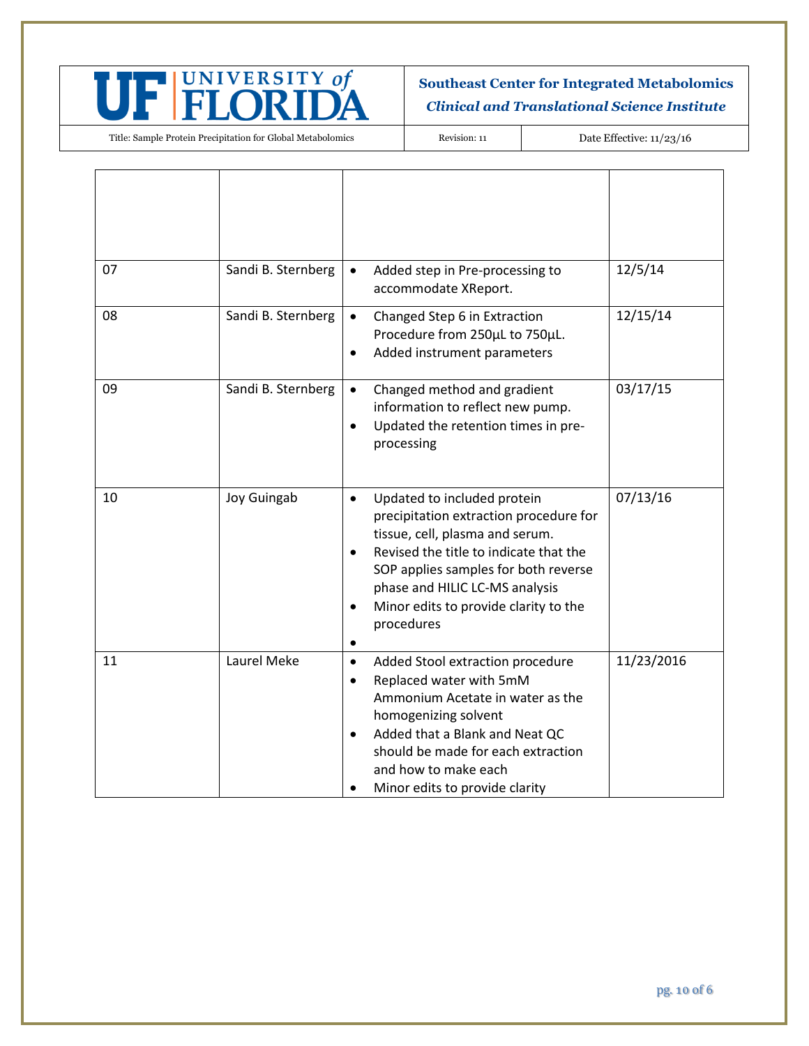| | | | |
|---|---|---|---|
| | | | |
| 07 | Sandi B. Sternberg | • Added step in Pre-processing to accommodate XReport. | 12/5/14 |
| 08 | Sandi B. Sternberg | • Changed Step 6 in Extraction Procedure from 250µL to 750µL.<br>• Added instrument parameters | 12/15/14 |
| 09 | Sandi B. Sternberg | • Changed method and gradient information to reflect new pump.<br>• Updated the retention times in pre-processing | 03/17/15 |
| 10 | Joy Guingab | • Updated to included protein precipitation extraction procedure for tissue, cell, plasma and serum.<br>• Revised the title to indicate that the SOP applies samples for both reverse phase and HILIC LC-MS analysis<br>• Minor edits to provide clarity to the procedures<br>• | 07/13/16 |
| 11 | Laurel Meke | • Added Stool extraction procedure<br>• Replaced water with 5mM Ammonium Acetate in water as the homogenizing solvent<br>• Added that a Blank and Neat QC should be made for each extraction and how to make each<br>• Minor edits to provide clarity | 11/23/2016 |